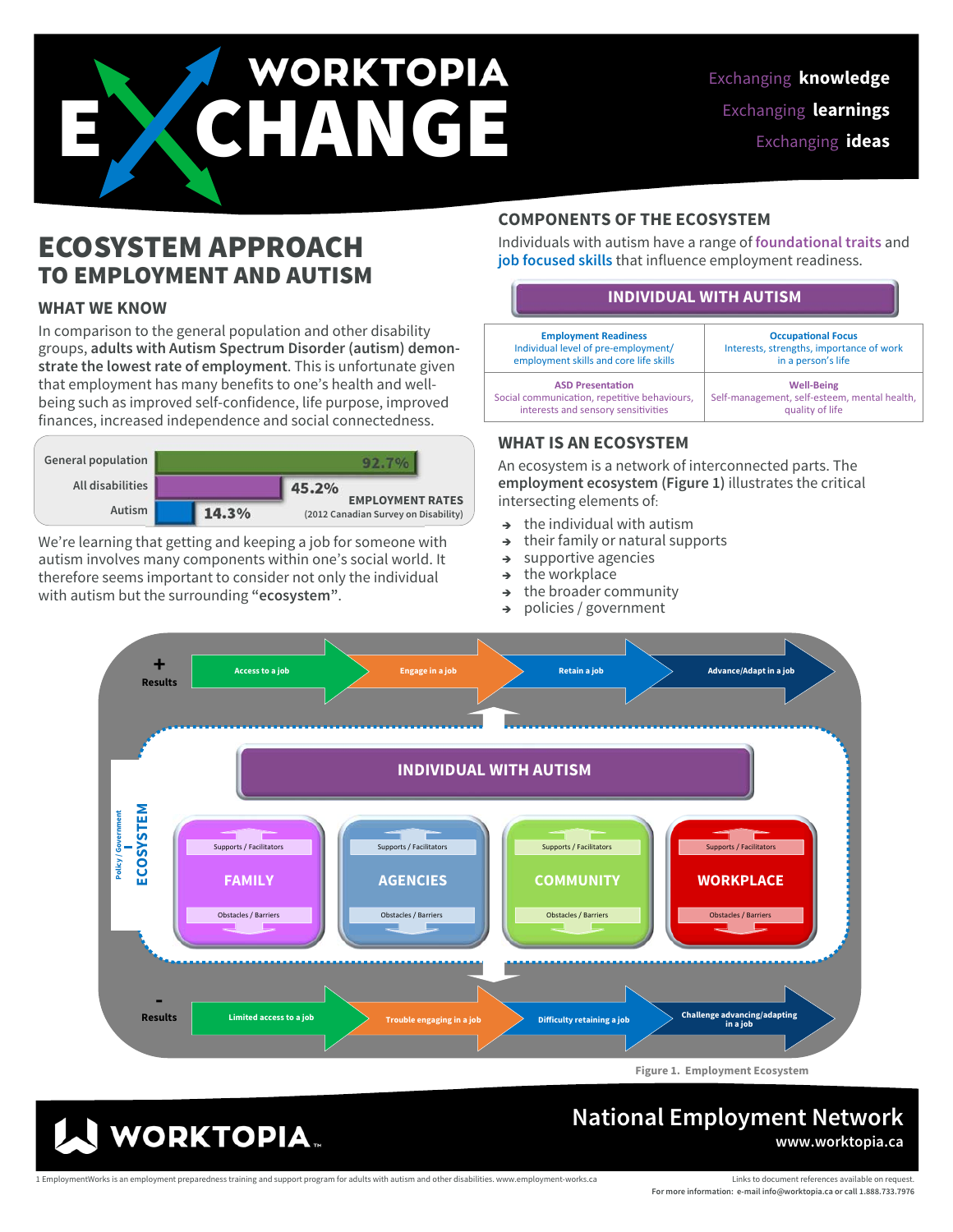# WORKTOPIA EXCHANGE

Exchanging **knowledge**
Exchanging **learnings**
Exchanging **ideas**

# ECOSYSTEM APPROACH TO EMPLOYMENT AND AUTISM

### WHAT WE KNOW

In comparison to the general population and other disability groups, **adults with Autism Spectrum Disorder (autism) demonstrate the lowest rate of employment**. This is unfortunate given that employment has many benefits to one's health and well-being such as improved self-confidence, life purpose, improved finances, increased independence and social connectedness.

**EMPLOYMENT RATES** (2012 Canadian Survey on Disability)

| Group | Employment rate |
|---|---|
| General population | 92.7% |
| All disabilities | 45.2% |
| Autism | 14.3% |

We're learning that getting and keeping a job for someone with autism involves many components within one's social world. It therefore seems important to consider not only the individual with autism but the surrounding **"ecosystem"**.

### COMPONENTS OF THE ECOSYSTEM

Individuals with autism have a range of foundational traits and job focused skills that influence employment readiness.

**INDIVIDUAL WITH AUTISM**

| Employment Readiness<br>Individual level of pre-employment/ employment skills and core life skills | Occupational Focus<br>Interests, strengths, importance of work in a person's life |
|---|---|
| ASD Presentation<br>Social communication, repetitive behaviours, interests and sensory sensitivities | Well-Being<br>Self-management, self-esteem, mental health, quality of life |

### WHAT IS AN ECOSYSTEM

An ecosystem is a network of interconnected parts. The **employment ecosystem (Figure 1)** illustrates the critical intersecting elements of:

- the individual with autism
- their family or natural supports
- supportive agencies
- the workplace
- the broader community
- policies / government

**+ Results:** Access to a job → Engage in a job → Retain a job → Advance/Adapt in a job

**ECOSYSTEM** (Policy / Government)

**INDIVIDUAL WITH AUTISM**

| FAMILY | AGENCIES | COMMUNITY | WORKPLACE |
|---|---|---|---|
| Supports / Facilitators | Supports / Facilitators | Supports / Facilitators | Supports / Facilitators |
| Obstacles / Barriers | Obstacles / Barriers | Obstacles / Barriers | Obstacles / Barriers |

**- Results:** Limited access to a job → Trouble engaging in a job → Difficulty retaining a job → Challenge advancing/adapting in a job

Figure 1. Employment Ecosystem

**WORKTOPIA** National Employment Network www.worktopia.ca

1 EmploymentWorks is an employment preparedness training and support program for adults with autism and other disabilities. www.employment-works.ca

Links to document references available on request.
For more information: e-mail info@worktopia.ca or call 1.888.733.7976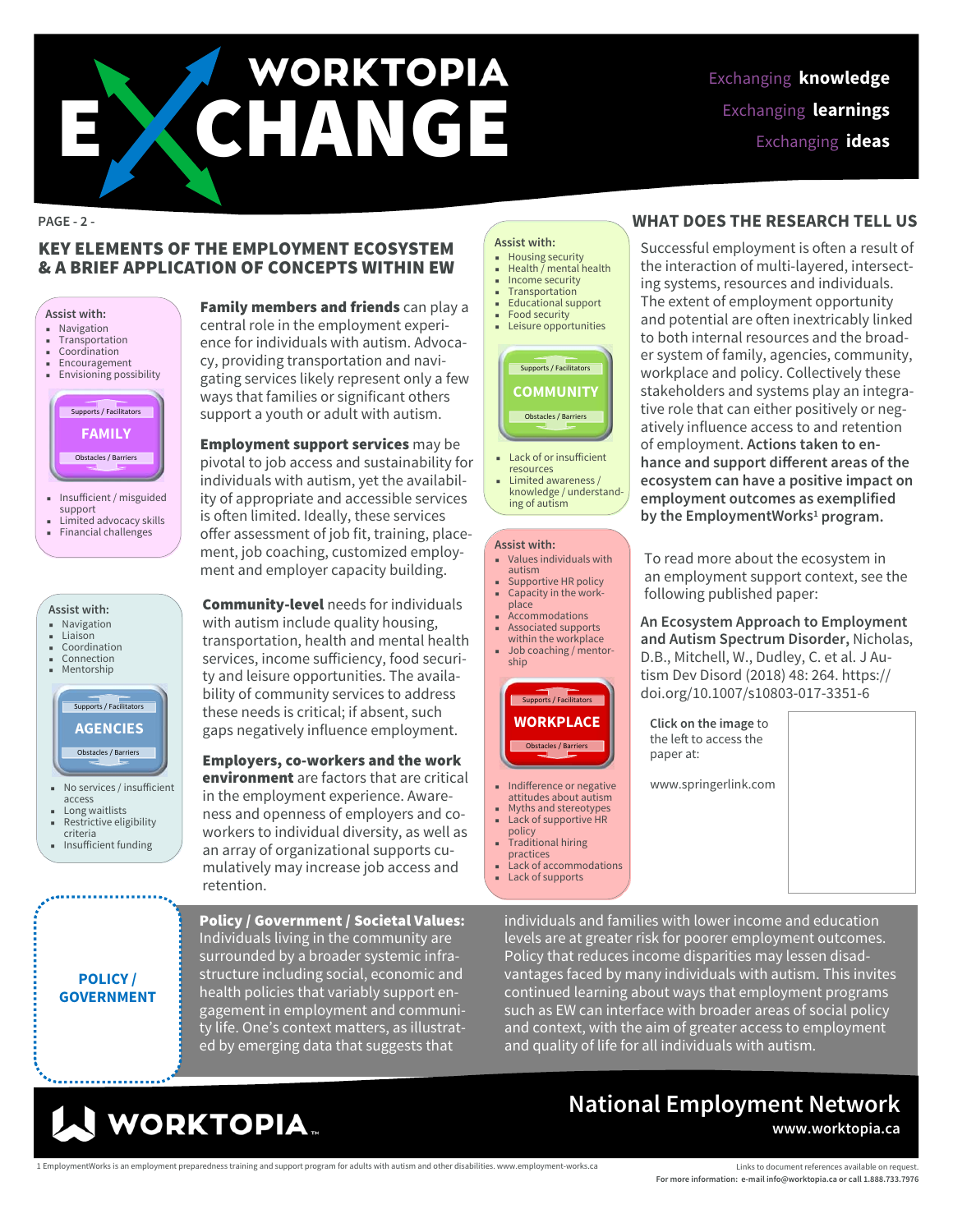# WORKTOPIA EXCHANGE

Exchanging **knowledge**
Exchanging **learnings**
Exchanging **ideas**

PAGE - 2 -

## KEY ELEMENTS OF THE EMPLOYMENT ECOSYSTEM & A BRIEF APPLICATION OF CONCEPTS WITHIN EW

**FAMILY**

Assist with:
- Navigation
- Transportation
- Coordination
- Encouragement
- Envisioning possibility

Supports / Facilitators
Obstacles / Barriers

- Insufficient / misguided support
- Limited advocacy skills
- Financial challenges

**Family members and friends** can play a central role in the employment experience for individuals with autism. Advocacy, providing transportation and navigating services likely represent only a few ways that families or significant others support a youth or adult with autism.

**Employment support services** may be pivotal to job access and sustainability for individuals with autism, yet the availability of appropriate and accessible services is often limited. Ideally, these services offer assessment of job fit, training, placement, job coaching, customized employment and employer capacity building.

**AGENCIES**

Assist with:
- Navigation
- Liaison
- Coordination
- Connection
- Mentorship

Supports / Facilitators
Obstacles / Barriers

- No services / insufficient access
- Long waitlists
- Restrictive eligibility criteria
- Insufficient funding

**Community-level** needs for individuals with autism include quality housing, transportation, health and mental health services, income sufficiency, food security and leisure opportunities. The availability of community services to address these needs is critical; if absent, such gaps negatively influence employment.

**Employers, co-workers and the work environment** are factors that are critical in the employment experience. Awareness and openness of employers and co-workers to individual diversity, as well as an array of organizational supports cumulatively may increase job access and retention.

**COMMUNITY**

Assist with:
- Housing security
- Health / mental health
- Income security
- Transportation
- Educational support
- Food security
- Leisure opportunities

Supports / Facilitators
Obstacles / Barriers

- Lack of or insufficient resources
- Limited awareness / knowledge / understanding of autism

**WORKPLACE**

Assist with:
- Values individuals with autism
- Supportive HR policy
- Capacity in the workplace
- Accommodations
- Associated supports within the workplace
- Job coaching / mentorship

Supports / Facilitators
Obstacles / Barriers

- Indifference or negative attitudes about autism
- Myths and stereotypes
- Lack of supportive HR policy
- Traditional hiring practices
- Lack of accommodations
- Lack of supports

## WHAT DOES THE RESEARCH TELL US

Successful employment is often a result of the interaction of multi-layered, intersecting systems, resources and individuals. The extent of employment opportunity and potential are often inextricably linked to both internal resources and the broader system of family, agencies, community, workplace and policy. Collectively these stakeholders and systems play an integrative role that can either positively or negatively influence access to and retention of employment. **Actions taken to enhance and support different areas of the ecosystem can have a positive impact on employment outcomes as exemplified by the EmploymentWorks[1] program.**

To read more about the ecosystem in an employment support context, see the following published paper:

**An Ecosystem Approach to Employment and Autism Spectrum Disorder,** Nicholas, D.B., Mitchell, W., Dudley, C. et al. J Autism Dev Disord (2018) 48: 264. https://doi.org/10.1007/s10803-017-3351-6

**Click on the image** to the left to access the paper at:

www.springerlink.com

**POLICY / GOVERNMENT**

**Policy / Government / Societal Values:** Individuals living in the community are surrounded by a broader systemic infrastructure including social, economic and health policies that variably support engagement in employment and community life. One's context matters, as illustrated by emerging data that suggests that individuals and families with lower income and education levels are at greater risk for poorer employment outcomes. Policy that reduces income disparities may lessen disadvantages faced by many individuals with autism. This invites continued learning about ways that employment programs such as EW can interface with broader areas of social policy and context, with the aim of greater access to employment and quality of life for all individuals with autism.

WORKTOPIA

National Employment Network
www.worktopia.ca

1 EmploymentWorks is an employment preparedness training and support program for adults with autism and other disabilities. www.employment-works.ca

Links to document references available on request.
For more information: e-mail info@worktopia.ca or call 1.888.733.7976